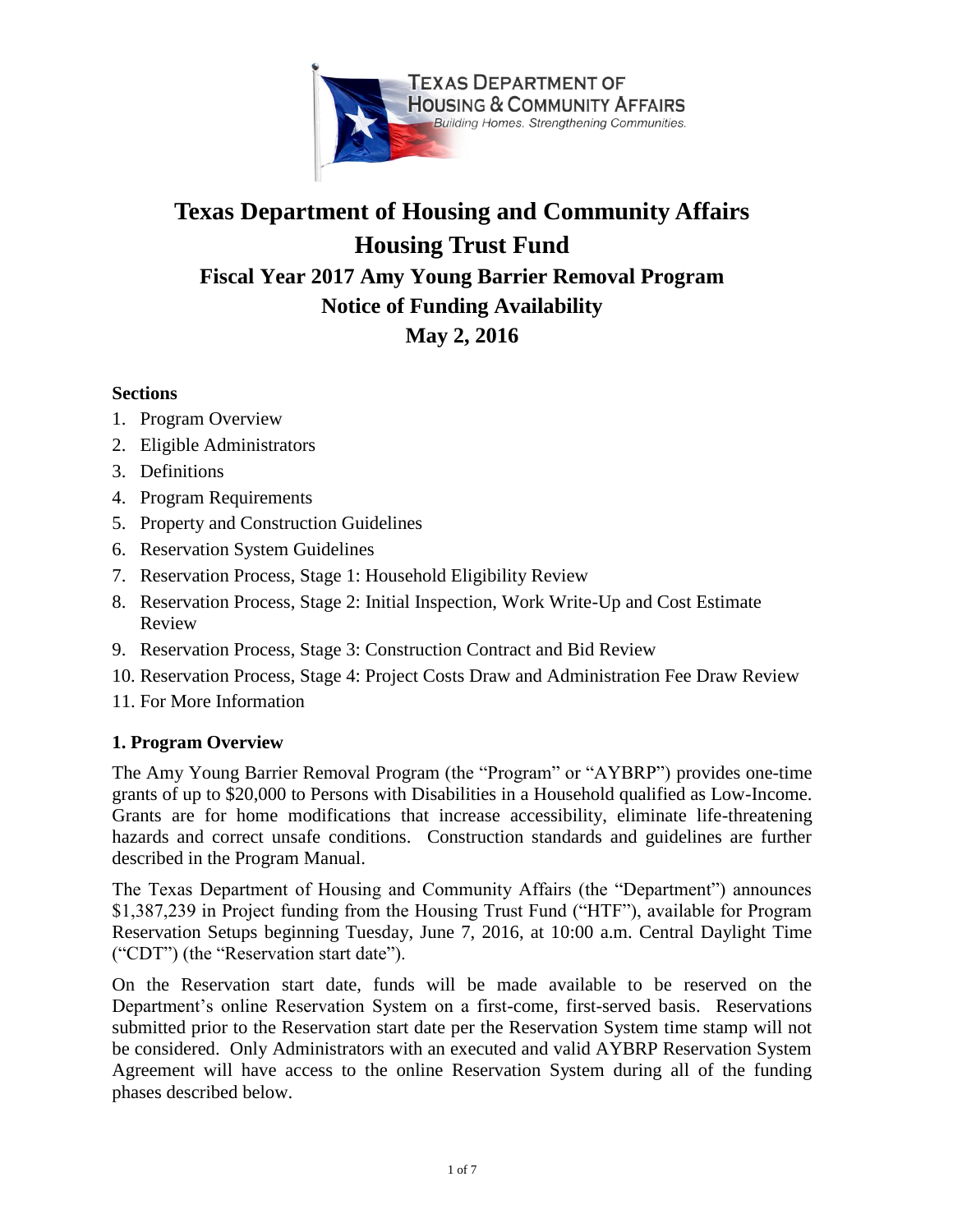# Texas Department of Housing and Community Affairs

# Housing Trust Fund

## Fiscal Year 2017 Amy Young Barrier Removal Program

## Notice of Funding Availability

## May 2, 2016

**Sections**

1. Program Overview
2. Eligible Administrators
3. Definitions
4. Program Requirements
5. Property and Construction Guidelines
6. Reservation System Guidelines
7. Reservation Process, Stage 1: Household Eligibility Review
8. Reservation Process, Stage 2: Initial Inspection, Work Write-Up and Cost Estimate Review
9. Reservation Process, Stage 3: Construction Contract and Bid Review
10. Reservation Process, Stage 4: Project Costs Draw and Administration Fee Draw Review
11. For More Information

### 1. Program Overview

The Amy Young Barrier Removal Program (the "Program" or "AYBRP") provides one-time grants of up to $20,000 to Persons with Disabilities in a Household qualified as Low-Income. Grants are for home modifications that increase accessibility, eliminate life-threatening hazards and correct unsafe conditions. Construction standards and guidelines are further described in the Program Manual.

The Texas Department of Housing and Community Affairs (the "Department") announces $1,387,239 in Project funding from the Housing Trust Fund ("HTF"), available for Program Reservation Setups beginning Tuesday, June 7, 2016, at 10:00 a.m. Central Daylight Time ("CDT") (the "Reservation start date").

On the Reservation start date, funds will be made available to be reserved on the Department's online Reservation System on a first-come, first-served basis. Reservations submitted prior to the Reservation start date per the Reservation System time stamp will not be considered. Only Administrators with an executed and valid AYBRP Reservation System Agreement will have access to the online Reservation System during all of the funding phases described below.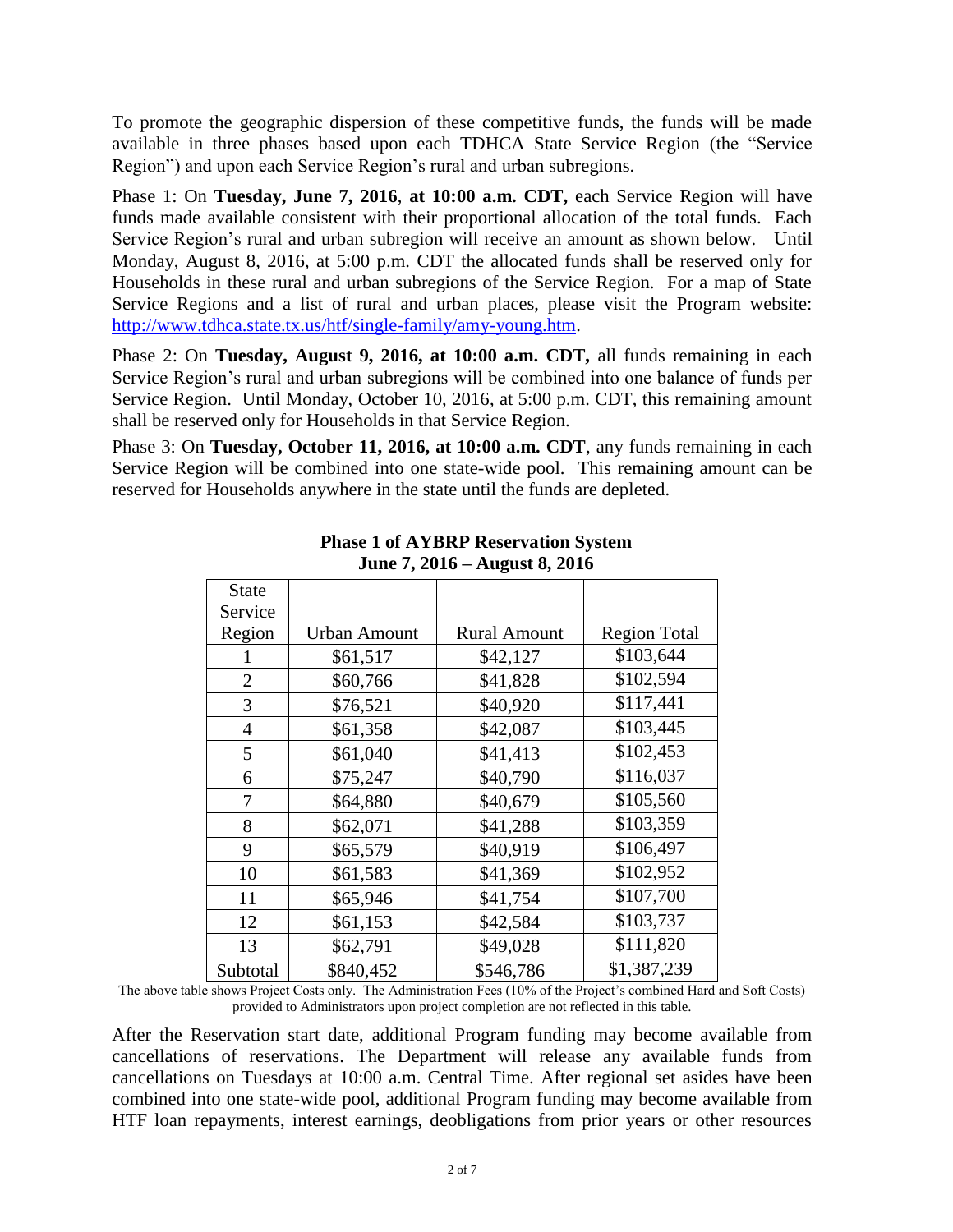To promote the geographic dispersion of these competitive funds, the funds will be made available in three phases based upon each TDHCA State Service Region (the "Service Region") and upon each Service Region's rural and urban subregions.

Phase 1: On **Tuesday, June 7, 2016**, **at 10:00 a.m. CDT,** each Service Region will have funds made available consistent with their proportional allocation of the total funds. Each Service Region's rural and urban subregion will receive an amount as shown below. Until Monday, August 8, 2016, at 5:00 p.m. CDT the allocated funds shall be reserved only for Households in these rural and urban subregions of the Service Region. For a map of State Service Regions and a list of rural and urban places, please visit the Program website: [http://www.tdhca.state.tx.us/htf/single-family/amy-young.htm](http://www.tdhca.state.tx.us/htf/single-family/amy-young.htm).

Phase 2: On **Tuesday, August 9, 2016, at 10:00 a.m. CDT,** all funds remaining in each Service Region's rural and urban subregions will be combined into one balance of funds per Service Region. Until Monday, October 10, 2016, at 5:00 p.m. CDT, this remaining amount shall be reserved only for Households in that Service Region.

Phase 3: On **Tuesday, October 11, 2016, at 10:00 a.m. CDT**, any funds remaining in each Service Region will be combined into one state-wide pool. This remaining amount can be reserved for Households anywhere in the state until the funds are depleted.

**Phase 1 of AYBRP Reservation System**
**June 7, 2016 – August 8, 2016**

| State Service Region | Urban Amount | Rural Amount | Region Total |
|---|---|---|---|
| 1 | $61,517 | $42,127 | $103,644 |
| 2 | $60,766 | $41,828 | $102,594 |
| 3 | $76,521 | $40,920 | $117,441 |
| 4 | $61,358 | $42,087 | $103,445 |
| 5 | $61,040 | $41,413 | $102,453 |
| 6 | $75,247 | $40,790 | $116,037 |
| 7 | $64,880 | $40,679 | $105,560 |
| 8 | $62,071 | $41,288 | $103,359 |
| 9 | $65,579 | $40,919 | $106,497 |
| 10 | $61,583 | $41,369 | $102,952 |
| 11 | $65,946 | $41,754 | $107,700 |
| 12 | $61,153 | $42,584 | $103,737 |
| 13 | $62,791 | $49,028 | $111,820 |
| Subtotal | $840,452 | $546,786 | $1,387,239 |

The above table shows Project Costs only. The Administration Fees (10% of the Project's combined Hard and Soft Costs) provided to Administrators upon project completion are not reflected in this table.

After the Reservation start date, additional Program funding may become available from cancellations of reservations. The Department will release any available funds from cancellations on Tuesdays at 10:00 a.m. Central Time. After regional set asides have been combined into one state-wide pool, additional Program funding may become available from HTF loan repayments, interest earnings, deobligations from prior years or other resources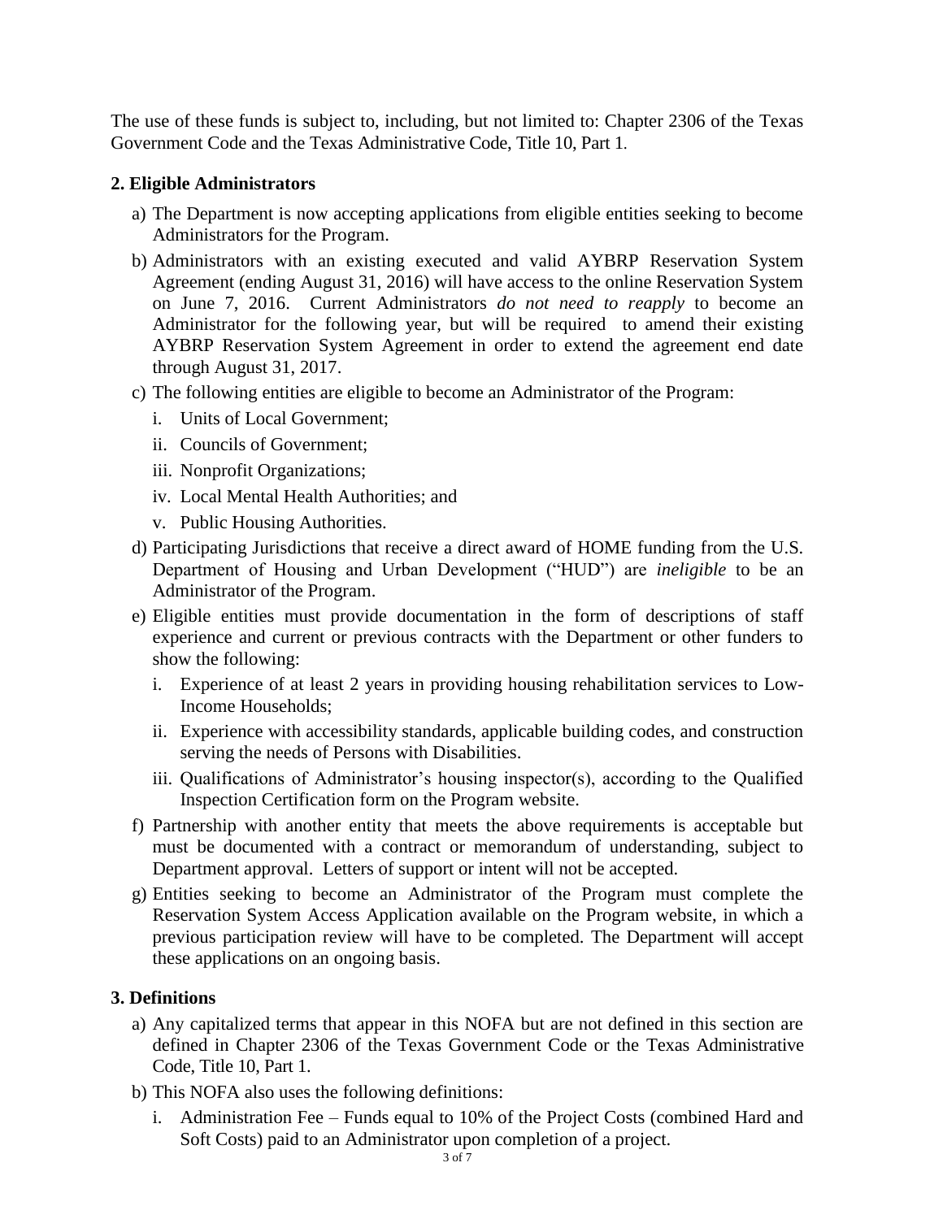The use of these funds is subject to, including, but not limited to: Chapter 2306 of the Texas Government Code and the Texas Administrative Code, Title 10, Part 1.

**2. Eligible Administrators**

a) The Department is now accepting applications from eligible entities seeking to become Administrators for the Program.

b) Administrators with an existing executed and valid AYBRP Reservation System Agreement (ending August 31, 2016) will have access to the online Reservation System on June 7, 2016. Current Administrators *do not need to reapply* to become an Administrator for the following year, but will be required to amend their existing AYBRP Reservation System Agreement in order to extend the agreement end date through August 31, 2017.

c) The following entities are eligible to become an Administrator of the Program:

   i. Units of Local Government;

   ii. Councils of Government;

   iii. Nonprofit Organizations;

   iv. Local Mental Health Authorities; and

   v. Public Housing Authorities.

d) Participating Jurisdictions that receive a direct award of HOME funding from the U.S. Department of Housing and Urban Development ("HUD") are *ineligible* to be an Administrator of the Program.

e) Eligible entities must provide documentation in the form of descriptions of staff experience and current or previous contracts with the Department or other funders to show the following:

   i. Experience of at least 2 years in providing housing rehabilitation services to Low-Income Households;

   ii. Experience with accessibility standards, applicable building codes, and construction serving the needs of Persons with Disabilities.

   iii. Qualifications of Administrator's housing inspector(s), according to the Qualified Inspection Certification form on the Program website.

f) Partnership with another entity that meets the above requirements is acceptable but must be documented with a contract or memorandum of understanding, subject to Department approval. Letters of support or intent will not be accepted.

g) Entities seeking to become an Administrator of the Program must complete the Reservation System Access Application available on the Program website, in which a previous participation review will have to be completed. The Department will accept these applications on an ongoing basis.

**3. Definitions**

a) Any capitalized terms that appear in this NOFA but are not defined in this section are defined in Chapter 2306 of the Texas Government Code or the Texas Administrative Code, Title 10, Part 1.

b) This NOFA also uses the following definitions:

   i. Administration Fee – Funds equal to 10% of the Project Costs (combined Hard and Soft Costs) paid to an Administrator upon completion of a project.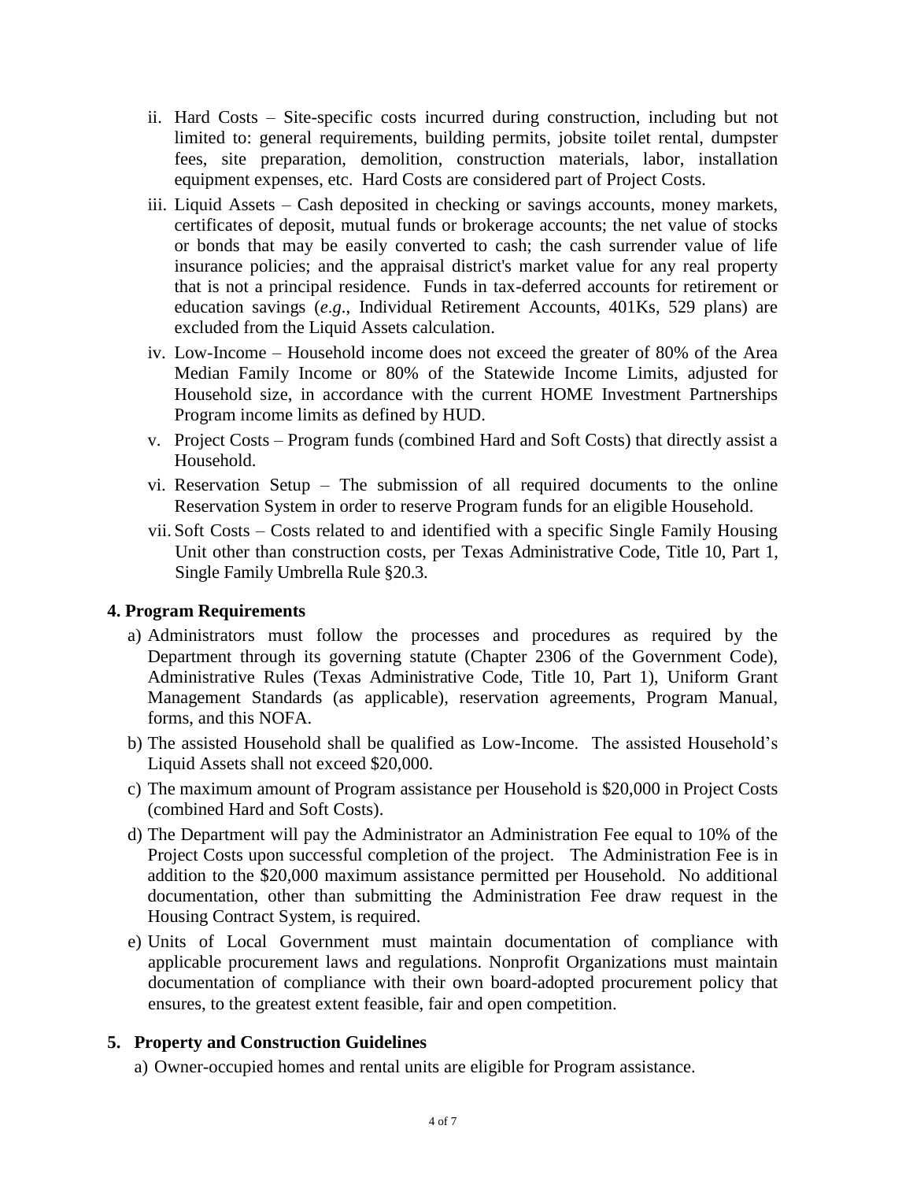ii. Hard Costs – Site-specific costs incurred during construction, including but not limited to: general requirements, building permits, jobsite toilet rental, dumpster fees, site preparation, demolition, construction materials, labor, installation equipment expenses, etc. Hard Costs are considered part of Project Costs.

iii. Liquid Assets – Cash deposited in checking or savings accounts, money markets, certificates of deposit, mutual funds or brokerage accounts; the net value of stocks or bonds that may be easily converted to cash; the cash surrender value of life insurance policies; and the appraisal district's market value for any real property that is not a principal residence. Funds in tax-deferred accounts for retirement or education savings (*e.g*., Individual Retirement Accounts, 401Ks, 529 plans) are excluded from the Liquid Assets calculation.

iv. Low-Income – Household income does not exceed the greater of 80% of the Area Median Family Income or 80% of the Statewide Income Limits, adjusted for Household size, in accordance with the current HOME Investment Partnerships Program income limits as defined by HUD.

v. Project Costs – Program funds (combined Hard and Soft Costs) that directly assist a Household.

vi. Reservation Setup – The submission of all required documents to the online Reservation System in order to reserve Program funds for an eligible Household.

vii. Soft Costs – Costs related to and identified with a specific Single Family Housing Unit other than construction costs, per Texas Administrative Code, Title 10, Part 1, Single Family Umbrella Rule §20.3.

## 4. Program Requirements

a) Administrators must follow the processes and procedures as required by the Department through its governing statute (Chapter 2306 of the Government Code), Administrative Rules (Texas Administrative Code, Title 10, Part 1), Uniform Grant Management Standards (as applicable), reservation agreements, Program Manual, forms, and this NOFA.

b) The assisted Household shall be qualified as Low-Income. The assisted Household's Liquid Assets shall not exceed $20,000.

c) The maximum amount of Program assistance per Household is $20,000 in Project Costs (combined Hard and Soft Costs).

d) The Department will pay the Administrator an Administration Fee equal to 10% of the Project Costs upon successful completion of the project. The Administration Fee is in addition to the $20,000 maximum assistance permitted per Household. No additional documentation, other than submitting the Administration Fee draw request in the Housing Contract System, is required.

e) Units of Local Government must maintain documentation of compliance with applicable procurement laws and regulations. Nonprofit Organizations must maintain documentation of compliance with their own board-adopted procurement policy that ensures, to the greatest extent feasible, fair and open competition.

## 5. Property and Construction Guidelines

a) Owner-occupied homes and rental units are eligible for Program assistance.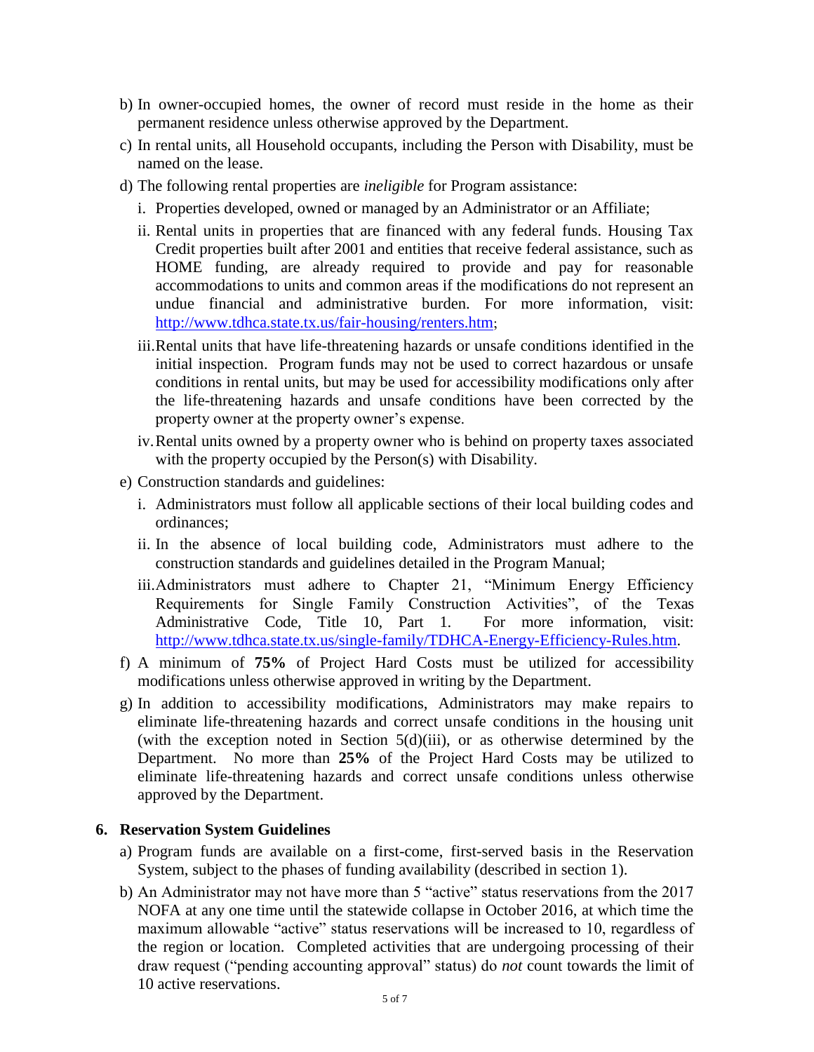b) In owner-occupied homes, the owner of record must reside in the home as their permanent residence unless otherwise approved by the Department.

c) In rental units, all Household occupants, including the Person with Disability, must be named on the lease.

d) The following rental properties are *ineligible* for Program assistance:

   i. Properties developed, owned or managed by an Administrator or an Affiliate;

   ii. Rental units in properties that are financed with any federal funds. Housing Tax Credit properties built after 2001 and entities that receive federal assistance, such as HOME funding, are already required to provide and pay for reasonable accommodations to units and common areas if the modifications do not represent an undue financial and administrative burden. For more information, visit: http://www.tdhca.state.tx.us/fair-housing/renters.htm;

   iii. Rental units that have life-threatening hazards or unsafe conditions identified in the initial inspection. Program funds may not be used to correct hazardous or unsafe conditions in rental units, but may be used for accessibility modifications only after the life-threatening hazards and unsafe conditions have been corrected by the property owner at the property owner's expense.

   iv. Rental units owned by a property owner who is behind on property taxes associated with the property occupied by the Person(s) with Disability.

e) Construction standards and guidelines:

   i. Administrators must follow all applicable sections of their local building codes and ordinances;

   ii. In the absence of local building code, Administrators must adhere to the construction standards and guidelines detailed in the Program Manual;

   iii. Administrators must adhere to Chapter 21, "Minimum Energy Efficiency Requirements for Single Family Construction Activities", of the Texas Administrative Code, Title 10, Part 1. For more information, visit: http://www.tdhca.state.tx.us/single-family/TDHCA-Energy-Efficiency-Rules.htm.

f) A minimum of **75%** of Project Hard Costs must be utilized for accessibility modifications unless otherwise approved in writing by the Department.

g) In addition to accessibility modifications, Administrators may make repairs to eliminate life-threatening hazards and correct unsafe conditions in the housing unit (with the exception noted in Section 5(d)(iii), or as otherwise determined by the Department. No more than **25%** of the Project Hard Costs may be utilized to eliminate life-threatening hazards and correct unsafe conditions unless otherwise approved by the Department.

## 6. Reservation System Guidelines

a) Program funds are available on a first-come, first-served basis in the Reservation System, subject to the phases of funding availability (described in section 1).

b) An Administrator may not have more than 5 "active" status reservations from the 2017 NOFA at any one time until the statewide collapse in October 2016, at which time the maximum allowable "active" status reservations will be increased to 10, regardless of the region or location. Completed activities that are undergoing processing of their draw request ("pending accounting approval" status) do *not* count towards the limit of 10 active reservations.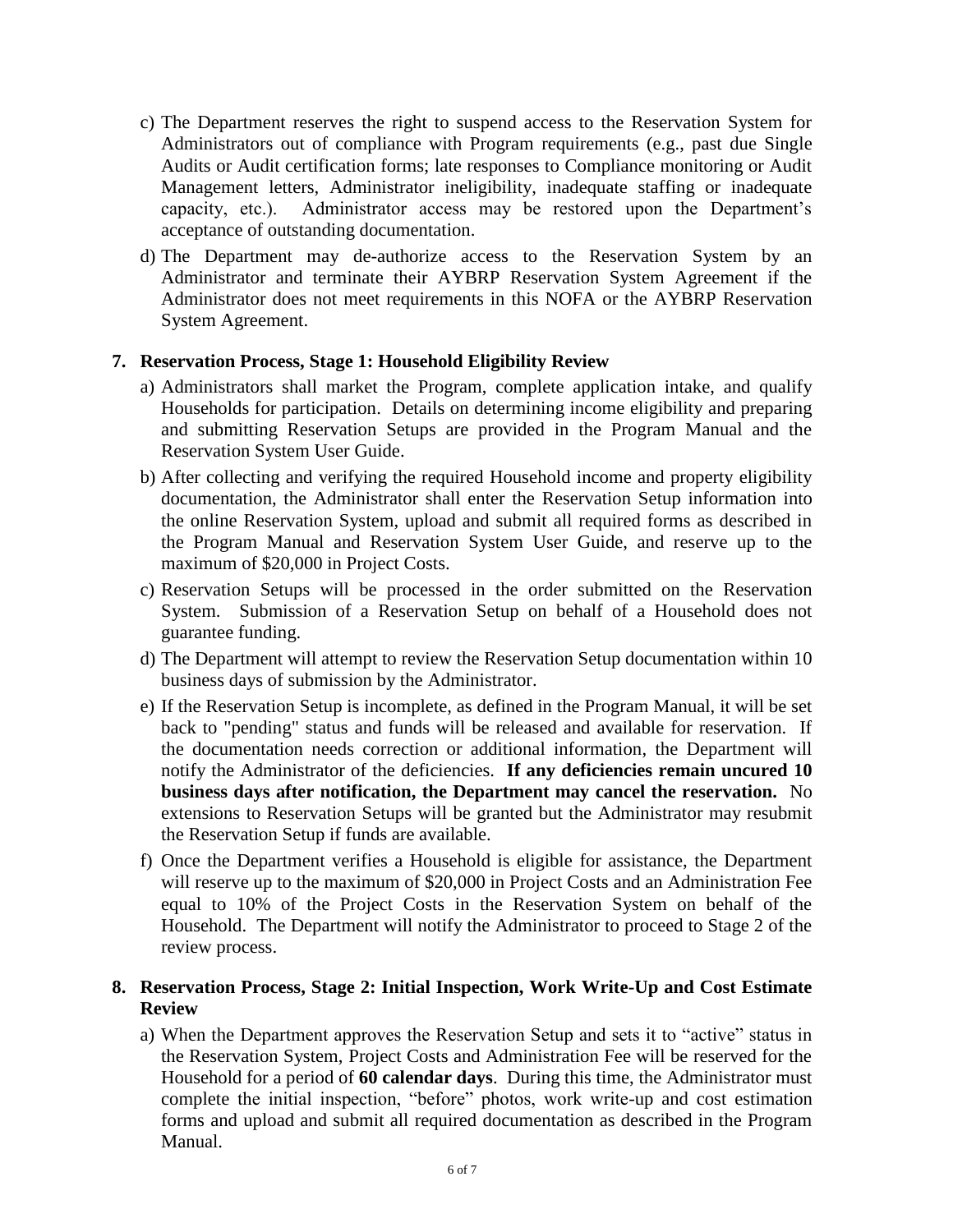c) The Department reserves the right to suspend access to the Reservation System for Administrators out of compliance with Program requirements (e.g., past due Single Audits or Audit certification forms; late responses to Compliance monitoring or Audit Management letters, Administrator ineligibility, inadequate staffing or inadequate capacity, etc.). Administrator access may be restored upon the Department's acceptance of outstanding documentation.

d) The Department may de-authorize access to the Reservation System by an Administrator and terminate their AYBRP Reservation System Agreement if the Administrator does not meet requirements in this NOFA or the AYBRP Reservation System Agreement.

**7. Reservation Process, Stage 1: Household Eligibility Review**

a) Administrators shall market the Program, complete application intake, and qualify Households for participation. Details on determining income eligibility and preparing and submitting Reservation Setups are provided in the Program Manual and the Reservation System User Guide.

b) After collecting and verifying the required Household income and property eligibility documentation, the Administrator shall enter the Reservation Setup information into the online Reservation System, upload and submit all required forms as described in the Program Manual and Reservation System User Guide, and reserve up to the maximum of $20,000 in Project Costs.

c) Reservation Setups will be processed in the order submitted on the Reservation System. Submission of a Reservation Setup on behalf of a Household does not guarantee funding.

d) The Department will attempt to review the Reservation Setup documentation within 10 business days of submission by the Administrator.

e) If the Reservation Setup is incomplete, as defined in the Program Manual, it will be set back to "pending" status and funds will be released and available for reservation. If the documentation needs correction or additional information, the Department will notify the Administrator of the deficiencies. **If any deficiencies remain uncured 10 business days after notification, the Department may cancel the reservation.** No extensions to Reservation Setups will be granted but the Administrator may resubmit the Reservation Setup if funds are available.

f) Once the Department verifies a Household is eligible for assistance, the Department will reserve up to the maximum of $20,000 in Project Costs and an Administration Fee equal to 10% of the Project Costs in the Reservation System on behalf of the Household. The Department will notify the Administrator to proceed to Stage 2 of the review process.

**8. Reservation Process, Stage 2: Initial Inspection, Work Write-Up and Cost Estimate Review**

a) When the Department approves the Reservation Setup and sets it to "active" status in the Reservation System, Project Costs and Administration Fee will be reserved for the Household for a period of **60 calendar days**. During this time, the Administrator must complete the initial inspection, "before" photos, work write-up and cost estimation forms and upload and submit all required documentation as described in the Program Manual.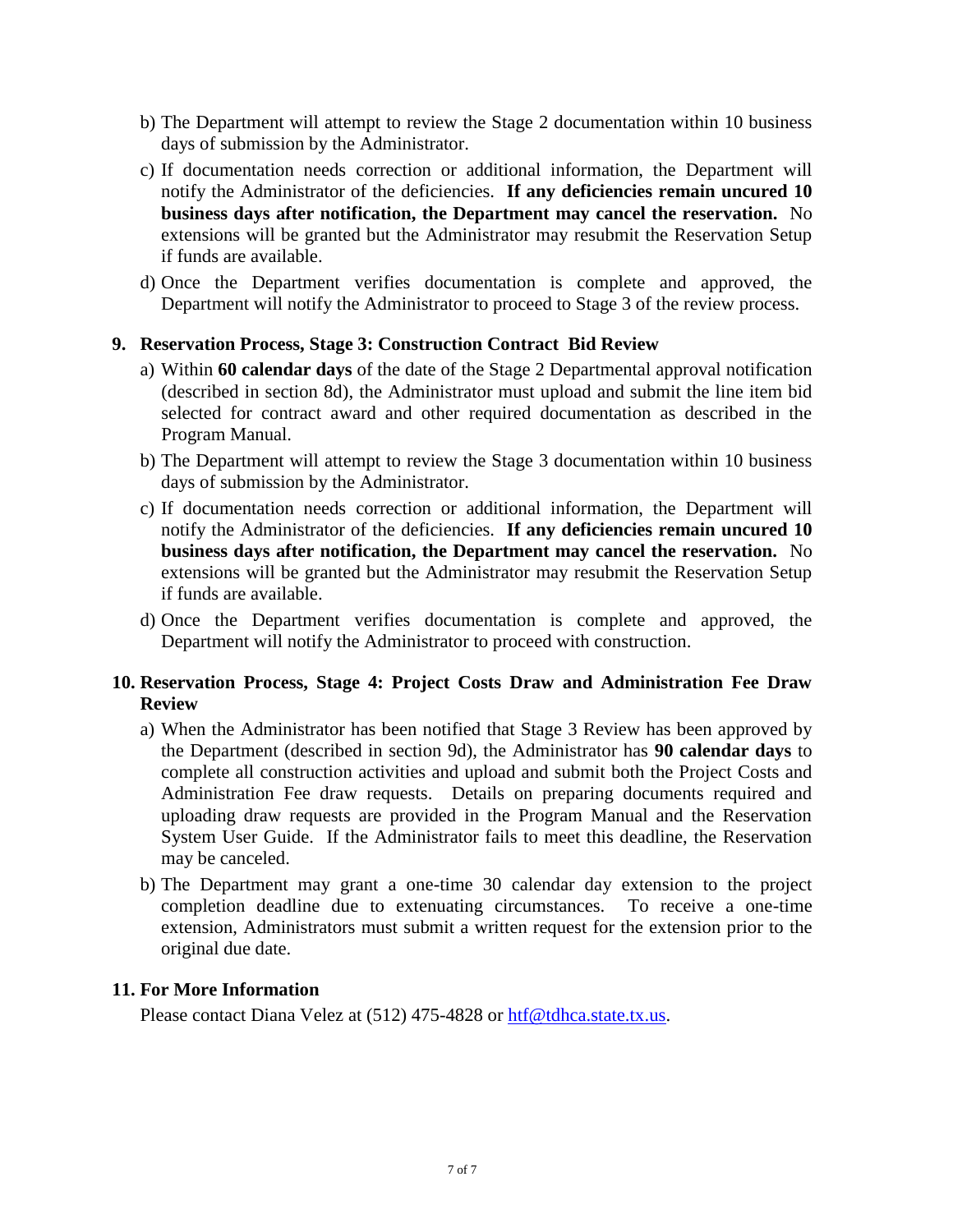b) The Department will attempt to review the Stage 2 documentation within 10 business days of submission by the Administrator.

c) If documentation needs correction or additional information, the Department will notify the Administrator of the deficiencies. **If any deficiencies remain uncured 10 business days after notification, the Department may cancel the reservation.** No extensions will be granted but the Administrator may resubmit the Reservation Setup if funds are available.

d) Once the Department verifies documentation is complete and approved, the Department will notify the Administrator to proceed to Stage 3 of the review process.

## 9. Reservation Process, Stage 3: Construction Contract Bid Review

a) Within **60 calendar days** of the date of the Stage 2 Departmental approval notification (described in section 8d), the Administrator must upload and submit the line item bid selected for contract award and other required documentation as described in the Program Manual.

b) The Department will attempt to review the Stage 3 documentation within 10 business days of submission by the Administrator.

c) If documentation needs correction or additional information, the Department will notify the Administrator of the deficiencies. **If any deficiencies remain uncured 10 business days after notification, the Department may cancel the reservation.** No extensions will be granted but the Administrator may resubmit the Reservation Setup if funds are available.

d) Once the Department verifies documentation is complete and approved, the Department will notify the Administrator to proceed with construction.

## 10. Reservation Process, Stage 4: Project Costs Draw and Administration Fee Draw Review

a) When the Administrator has been notified that Stage 3 Review has been approved by the Department (described in section 9d), the Administrator has **90 calendar days** to complete all construction activities and upload and submit both the Project Costs and Administration Fee draw requests. Details on preparing documents required and uploading draw requests are provided in the Program Manual and the Reservation System User Guide. If the Administrator fails to meet this deadline, the Reservation may be canceled.

b) The Department may grant a one-time 30 calendar day extension to the project completion deadline due to extenuating circumstances. To receive a one-time extension, Administrators must submit a written request for the extension prior to the original due date.

## 11. For More Information

Please contact Diana Velez at (512) 475-4828 or htf@tdhca.state.tx.us.